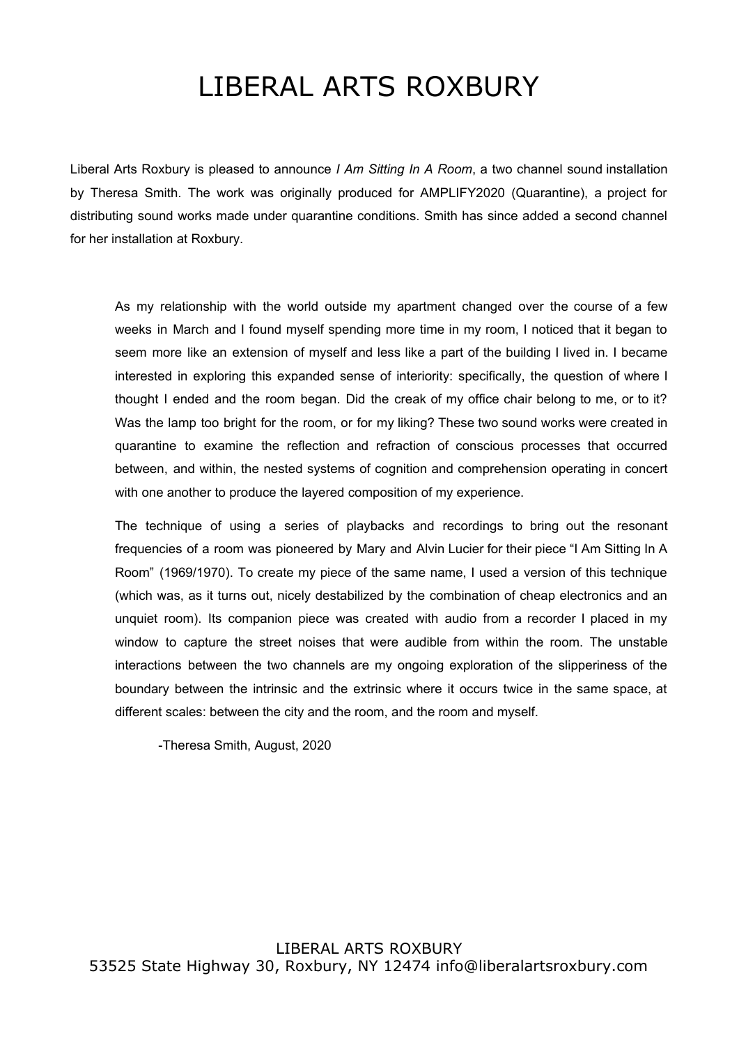# LIBERAL ARTS ROXBURY

Liberal Arts Roxbury is pleased to announce *I Am Sitting In A Room*, a two channel sound installation by Theresa Smith. The work was originally produced for AMPLIFY2020 (Quarantine), a project for distributing sound works made under quarantine conditions. Smith has since added a second channel for her installation at Roxbury.

> As my relationship with the world outside my apartment changed over the course of a few weeks in March and I found myself spending more time in my room, I noticed that it began to seem more like an extension of myself and less like a part of the building I lived in. I became interested in exploring this expanded sense of interiority: specifically, the question of where I thought I ended and the room began. Did the creak of my office chair belong to me, or to it? Was the lamp too bright for the room, or for my liking? These two sound works were created in quarantine to examine the reflection and refraction of conscious processes that occurred between, and within, the nested systems of cognition and comprehension operating in concert with one another to produce the layered composition of my experience.
>
> The technique of using a series of playbacks and recordings to bring out the resonant frequencies of a room was pioneered by Mary and Alvin Lucier for their piece "I Am Sitting In A Room" (1969/1970). To create my piece of the same name, I used a version of this technique (which was, as it turns out, nicely destabilized by the combination of cheap electronics and an unquiet room). Its companion piece was created with audio from a recorder I placed in my window to capture the street noises that were audible from within the room. The unstable interactions between the two channels are my ongoing exploration of the slipperiness of the boundary between the intrinsic and the extrinsic where it occurs twice in the same space, at different scales: between the city and the room, and the room and myself.
>
> -Theresa Smith, August, 2020

LIBERAL ARTS ROXBURY
53525 State Highway 30, Roxbury, NY 12474 info@liberalartsroxbury.com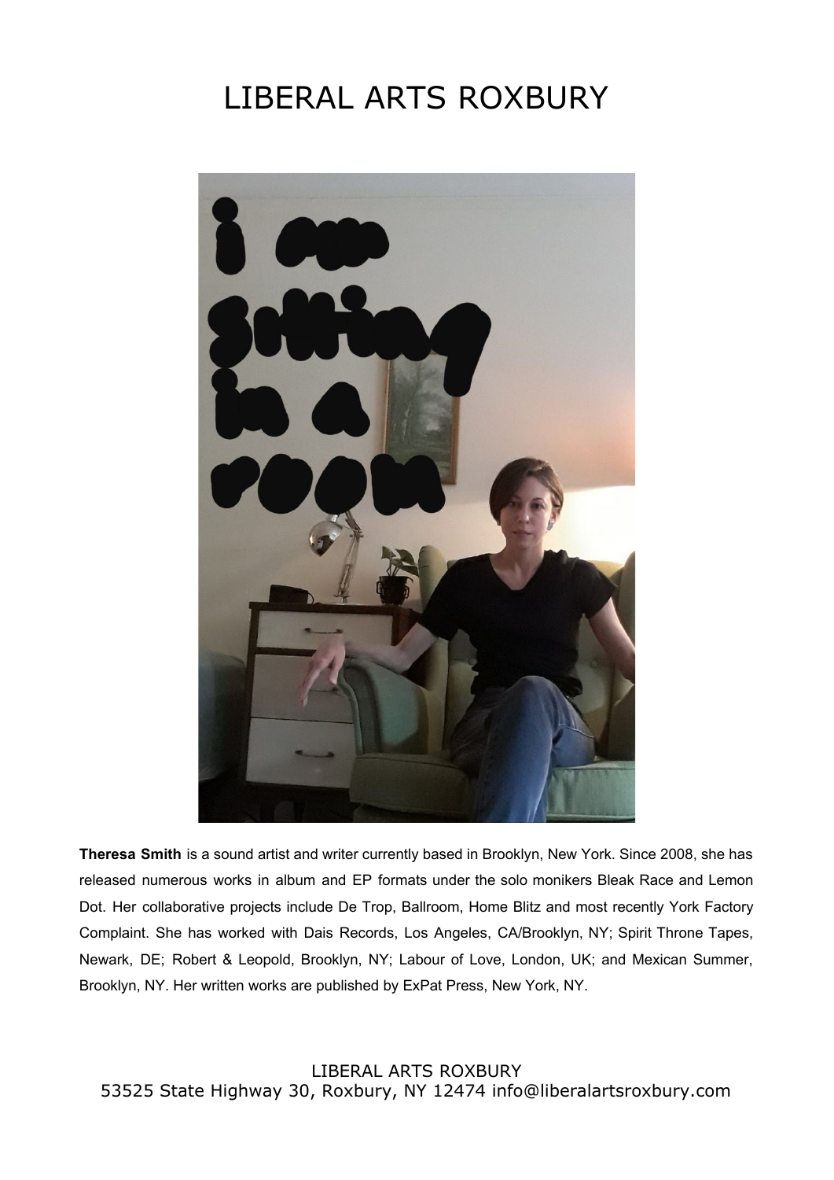# LIBERAL ARTS ROXBURY

**Theresa Smith** is a sound artist and writer currently based in Brooklyn, New York. Since 2008, she has released numerous works in album and EP formats under the solo monikers Bleak Race and Lemon Dot. Her collaborative projects include De Trop, Ballroom, Home Blitz and most recently York Factory Complaint. She has worked with Dais Records, Los Angeles, CA/Brooklyn, NY; Spirit Throne Tapes, Newark, DE; Robert & Leopold, Brooklyn, NY; Labour of Love, London, UK; and Mexican Summer, Brooklyn, NY. Her written works are published by ExPat Press, New York, NY.

LIBERAL ARTS ROXBURY
53525 State Highway 30, Roxbury, NY 12474 info@liberalartsroxbury.com